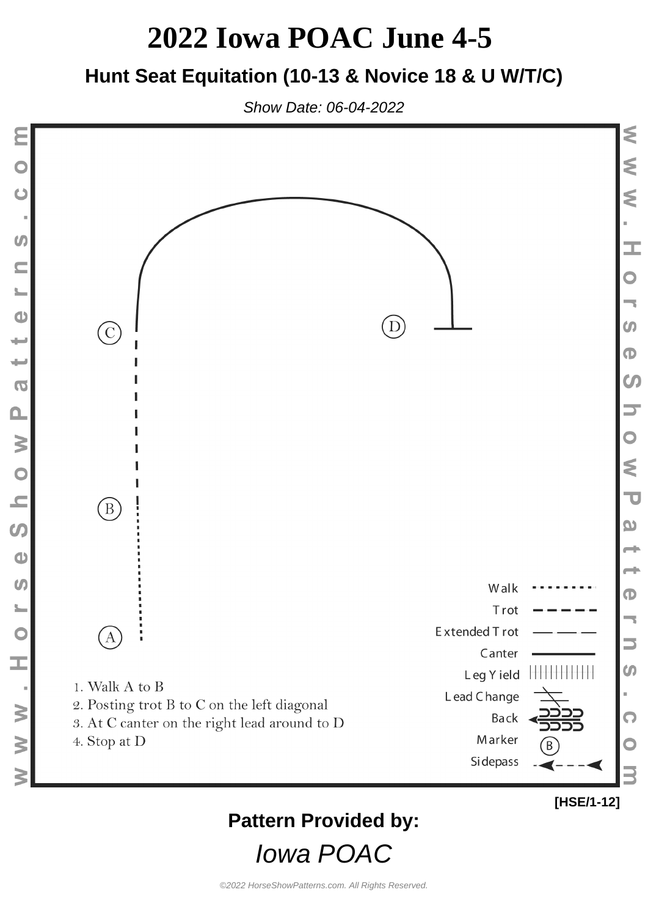# 2022 Iowa POAC June 4-5

## Hunt Seat Equitation (10-13 & Novice 18 & U W/T/C)

*Show Date: 06-04-2022*

C D B A

| | |
|---|---|
| Walk | |
| Trot | |
| Extended Trot | |
| Canter | |
| Leg Yield | |
| Lead Change | |
| Back | |
| Marker | |
| Sidepass | |

1. Walk A to B
2. Posting trot B to C on the left diagonal
3. At C canter on the right lead around to D
4. Stop at D

[HSE/1-12]

**Pattern Provided by:**

*Iowa POAC*

*©2022 HorseShowPatterns.com. All Rights Reserved.*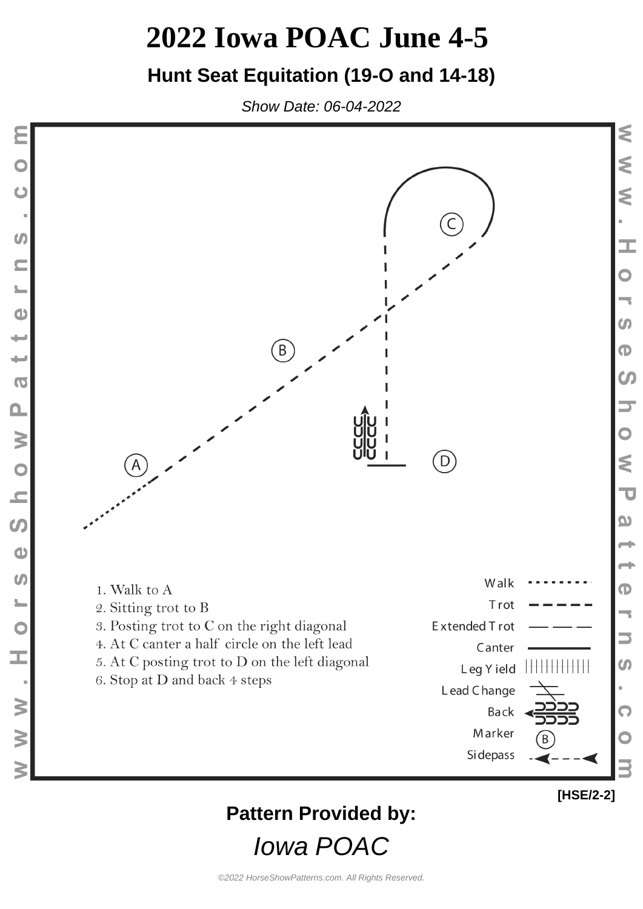# 2022 Iowa POAC June 4-5

## Hunt Seat Equitation (19-O and 14-18)

*Show Date: 06-04-2022*

1. Walk to A
2. Sitting trot to B
3. Posting trot to C on the right diagonal
4. At C canter a half circle on the left lead
5. At C posting trot to D on the left diagonal
6. Stop at D and back 4 steps

| Legend |
|---|
| Walk |
| Trot |
| Extended Trot |
| Canter |
| Leg Yield |
| Lead Change |
| Back |
| Marker |
| Sidepass |

[HSE/2-2]

**Pattern Provided by:**

*Iowa POAC*

©2022 HorseShowPatterns.com. All Rights Reserved.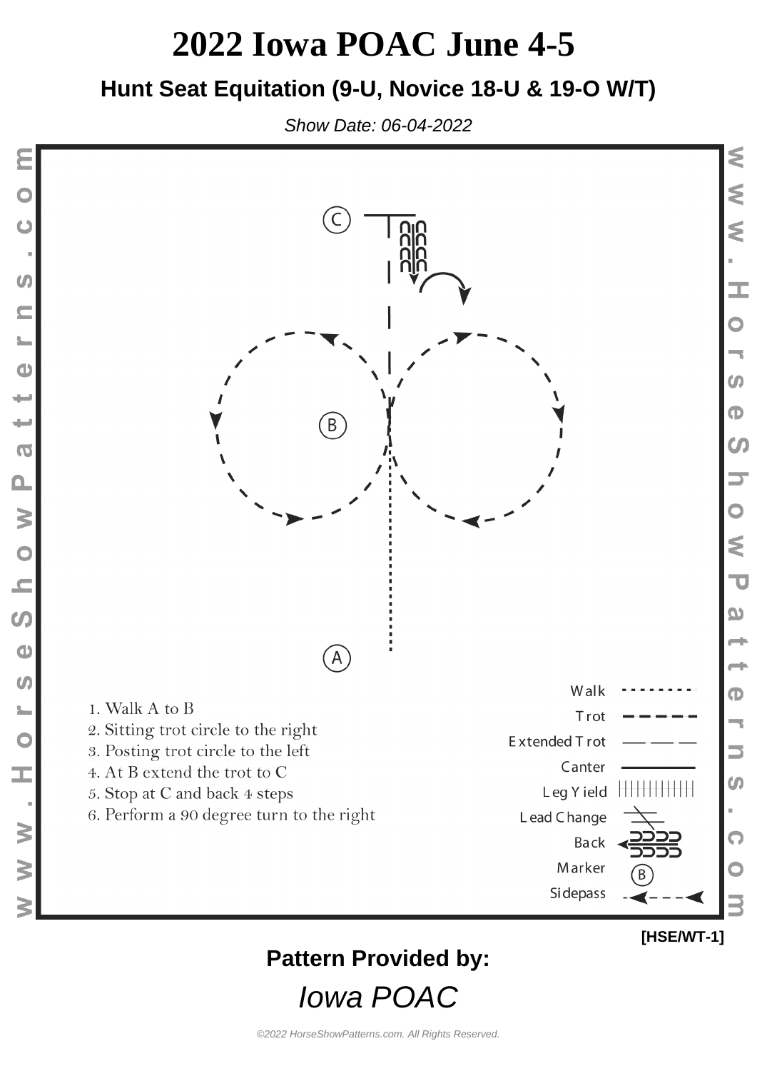# 2022 Iowa POAC June 4-5

## Hunt Seat Equitation (9-U, Novice 18-U & 19-O W/T)

*Show Date: 06-04-2022*

C

B

A

1. Walk A to B
2. Sitting trot circle to the right
3. Posting trot circle to the left
4. At B extend the trot to C
5. Stop at C and back 4 steps
6. Perform a 90 degree turn to the right

Walk
Trot
Extended Trot
Canter
Leg Yield
Lead Change
Back
Marker
Sidepass

[HSE/WT-1]

**Pattern Provided by:**

*Iowa POAC*

©2022 HorseShowPatterns.com. All Rights Reserved.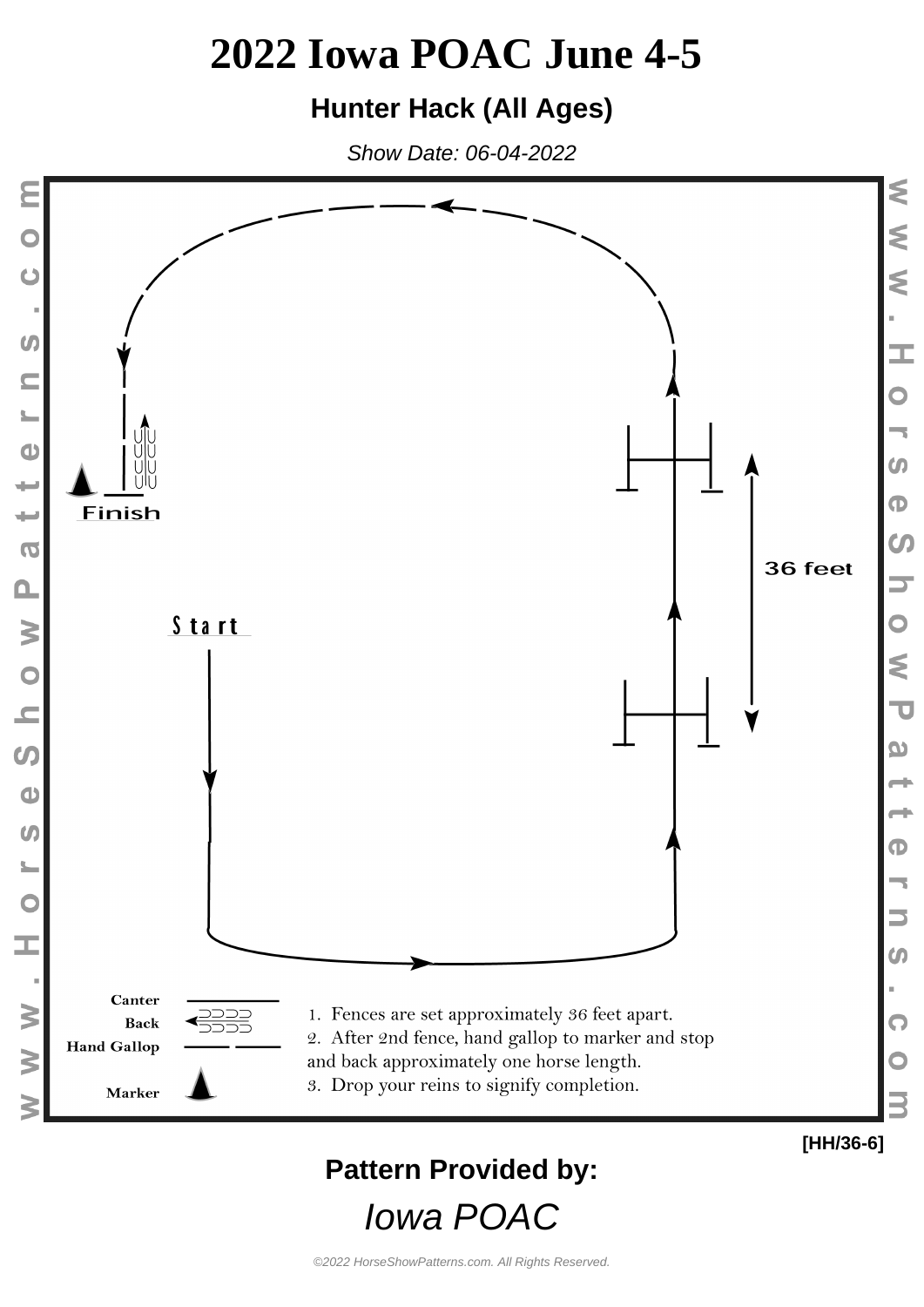# 2022 Iowa POAC June 4-5

## Hunter Hack (All Ages)

*Show Date: 06-04-2022*

Finish

Start

36 feet

Canter

Back

Hand Gallop

Marker

1. Fences are set approximately 36 feet apart.
2. After 2nd fence, hand gallop to marker and stop and back approximately one horse length.
3. Drop your reins to signify completion.

[HH/36-6]

**Pattern Provided by:**

*Iowa POAC*

*©2022 HorseShowPatterns.com. All Rights Reserved.*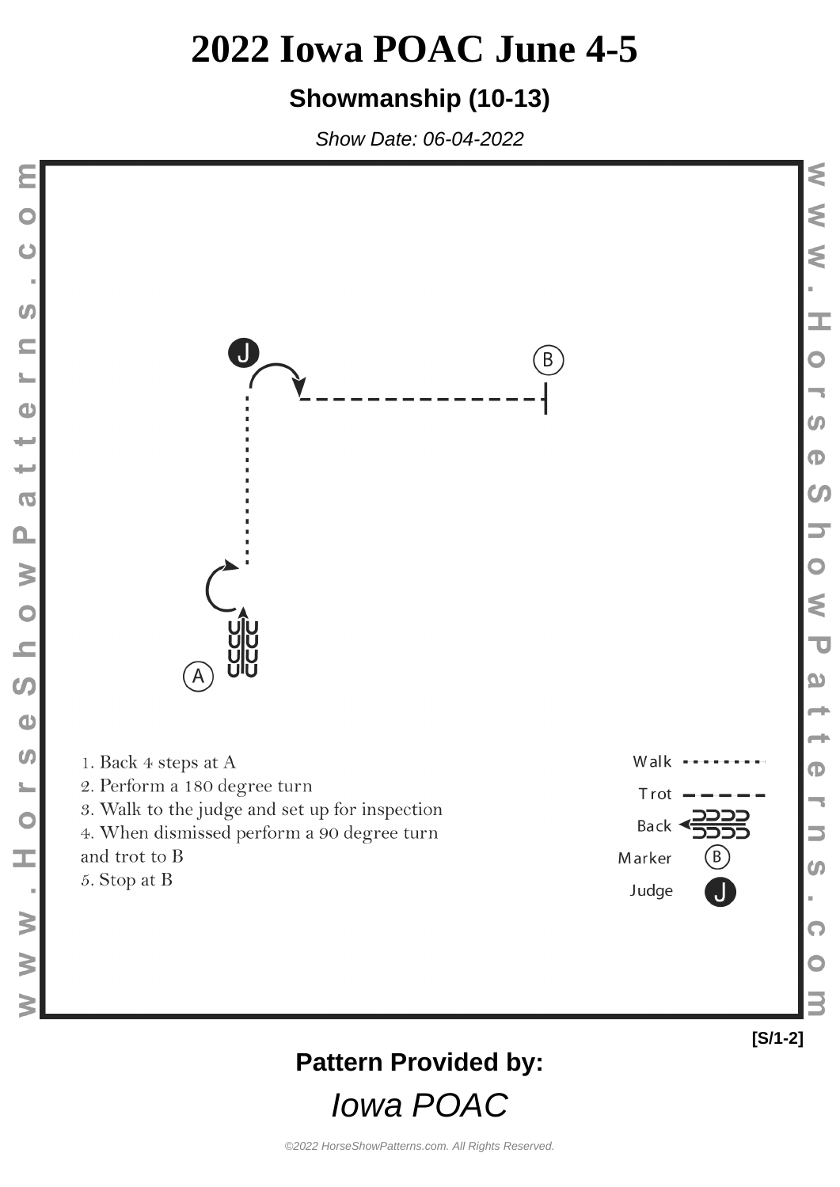# 2022 Iowa POAC June 4-5

## Showmanship (10-13)

*Show Date: 06-04-2022*

J

B

A

1. Back 4 steps at A
2. Perform a 180 degree turn
3. Walk to the judge and set up for inspection
4. When dismissed perform a 90 degree turn and trot to B
5. Stop at B

Walk

Trot

Back

Marker

Judge

**[S/1-2]**

**Pattern Provided by:**

*Iowa POAC*

*©2022 HorseShowPatterns.com. All Rights Reserved.*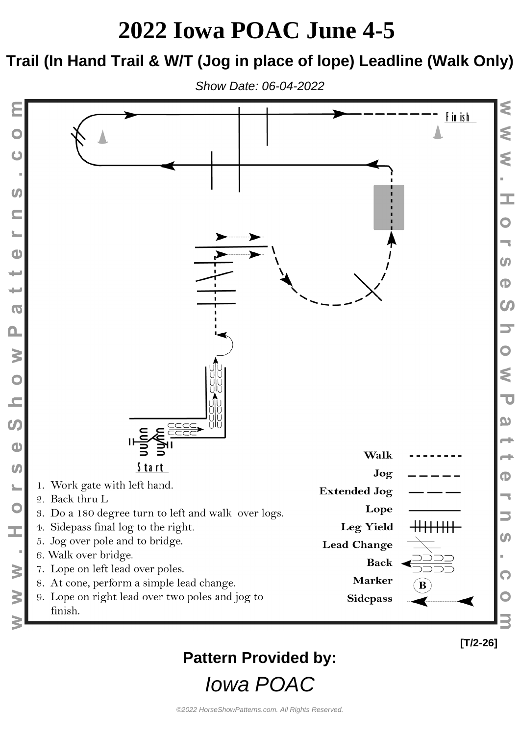# 2022 Iowa POAC June 4-5

## Trail (In Hand Trail & W/T (Jog in place of lope) Leadline (Walk Only)

*Show Date: 06-04-2022*

Finish

Start

1. Work gate with left hand.
2. Back thru L
3. Do a 180 degree turn to left and walk over logs.
4. Sidepass final log to the right.
5. Jog over pole and to bridge.
6. Walk over bridge.
7. Lope on left lead over poles.
8. At cone, perform a simple lead change.
9. Lope on right lead over two poles and jog to finish.

Walk
Jog
Extended Jog
Lope
Leg Yield
Lead Change
Back
Marker
Sidepass

[T/2-26]

**Pattern Provided by:**

*Iowa POAC*

©2022 HorseShowPatterns.com. All Rights Reserved.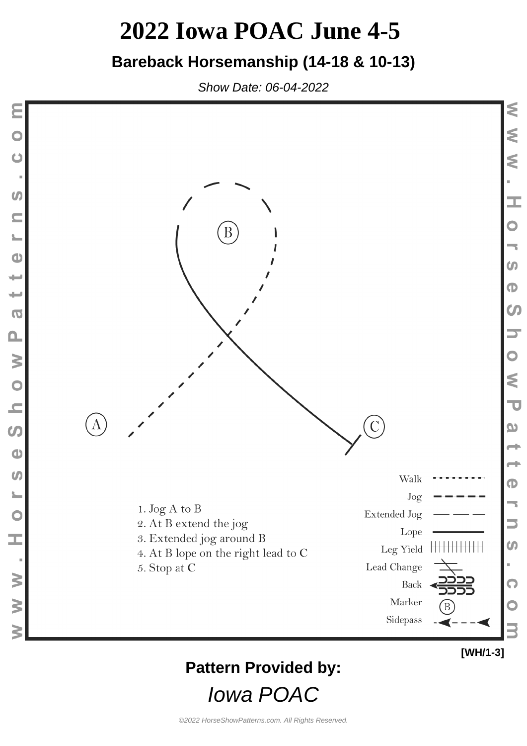# 2022 Iowa POAC June 4-5

## Bareback Horsemanship (14-18 & 10-13)

*Show Date: 06-04-2022*

B

A

C

1. Jog A to B
2. At B extend the jog
3. Extended jog around B
4. At B lope on the right lead to C
5. Stop at C

Walk
Jog
Extended Jog
Lope
Leg Yield
Lead Change
Back
Marker
Sidepass

[WH/1-3]

**Pattern Provided by:**

*Iowa POAC*

*©2022 HorseShowPatterns.com. All Rights Reserved.*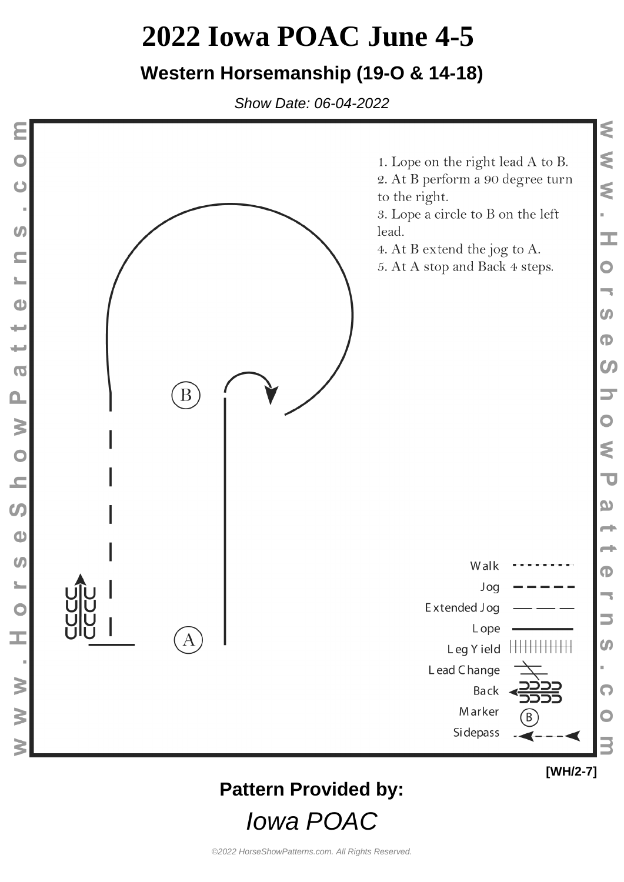# 2022 Iowa POAC June 4-5

## Western Horsemanship (19-O & 14-18)

*Show Date: 06-04-2022*

1. Lope on the right lead A to B.
2. At B perform a 90 degree turn to the right.
3. Lope a circle to B on the left lead.
4. At B extend the jog to A.
5. At A stop and Back 4 steps.

B

A

Walk
Jog
Extended Jog
Lope
Leg Yield
Lead Change
Back
Marker
Sidepass

[WH/2-7]

**Pattern Provided by:**

*Iowa POAC*

*©2022 HorseShowPatterns.com. All Rights Reserved.*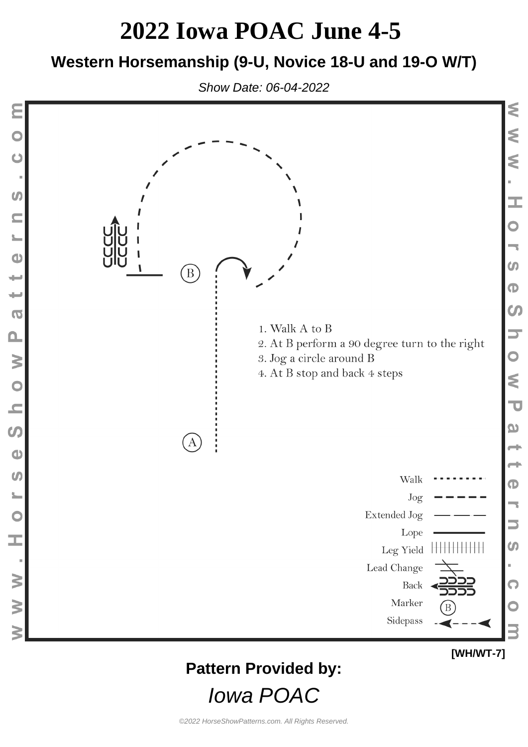# 2022 Iowa POAC June 4-5

## Western Horsemanship (9-U, Novice 18-U and 19-O W/T)

*Show Date: 06-04-2022*

B

A

1. Walk A to B
2. At B perform a 90 degree turn to the right
3. Jog a circle around B
4. At B stop and back 4 steps

Walk

Jog

Extended Jog

Lope

Leg Yield

Lead Change

Back

Marker

Sidepass

[WH/WT-7]

**Pattern Provided by:**

*Iowa POAC*

*©2022 HorseShowPatterns.com. All Rights Reserved.*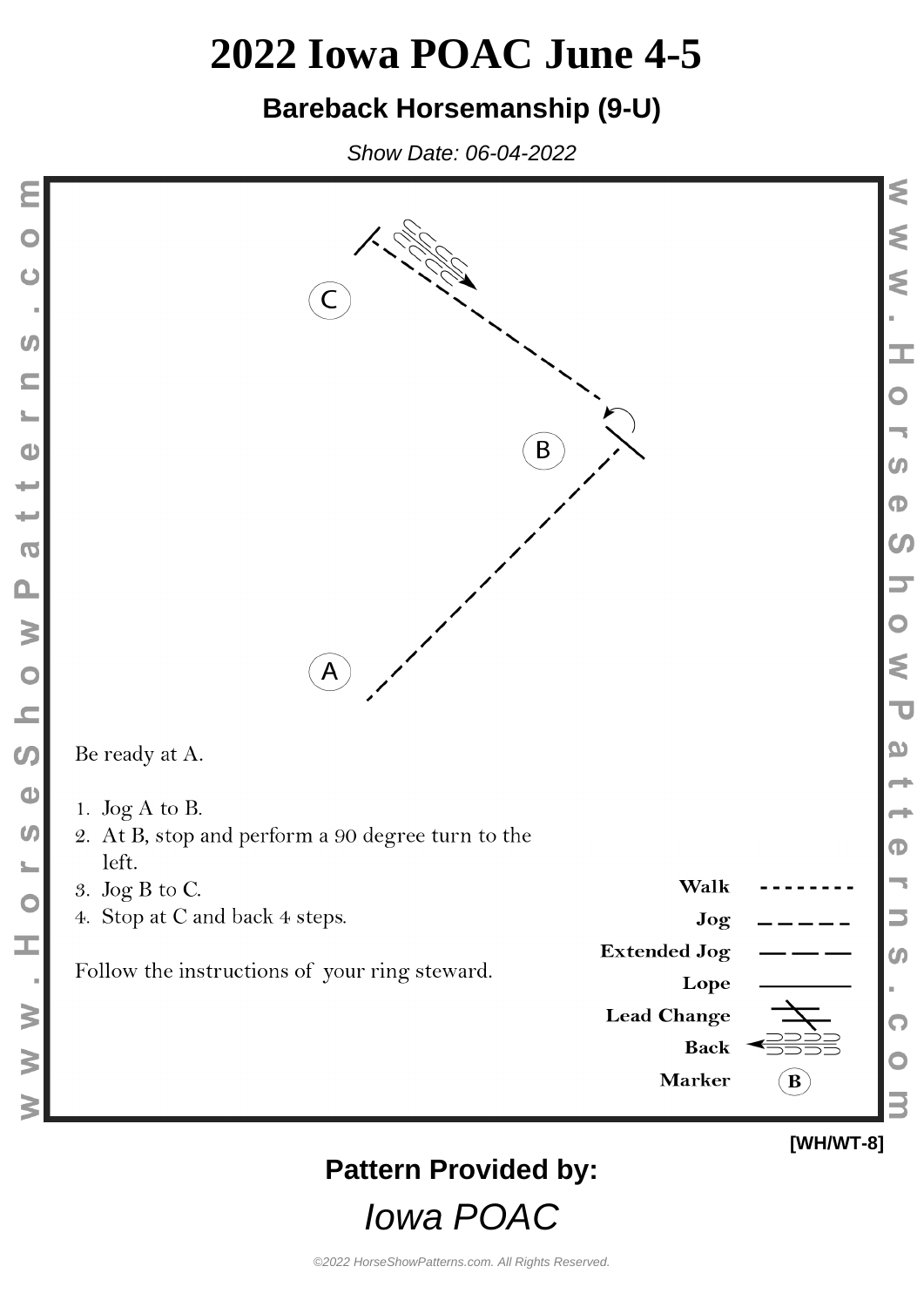# 2022 Iowa POAC June 4-5

## Bareback Horsemanship (9-U)

*Show Date: 06-04-2022*

C

B

A

Be ready at A.

1. Jog A to B.
2. At B, stop and perform a 90 degree turn to the left.
3. Jog B to C.
4. Stop at C and back 4 steps.

Follow the instructions of your ring steward.

**Walk**

**Jog**

**Extended Jog**

**Lope**

**Lead Change**

**Back**

**Marker** B

[WH/WT-8]

**Pattern Provided by:**

*Iowa POAC*

©2022 HorseShowPatterns.com. All Rights Reserved.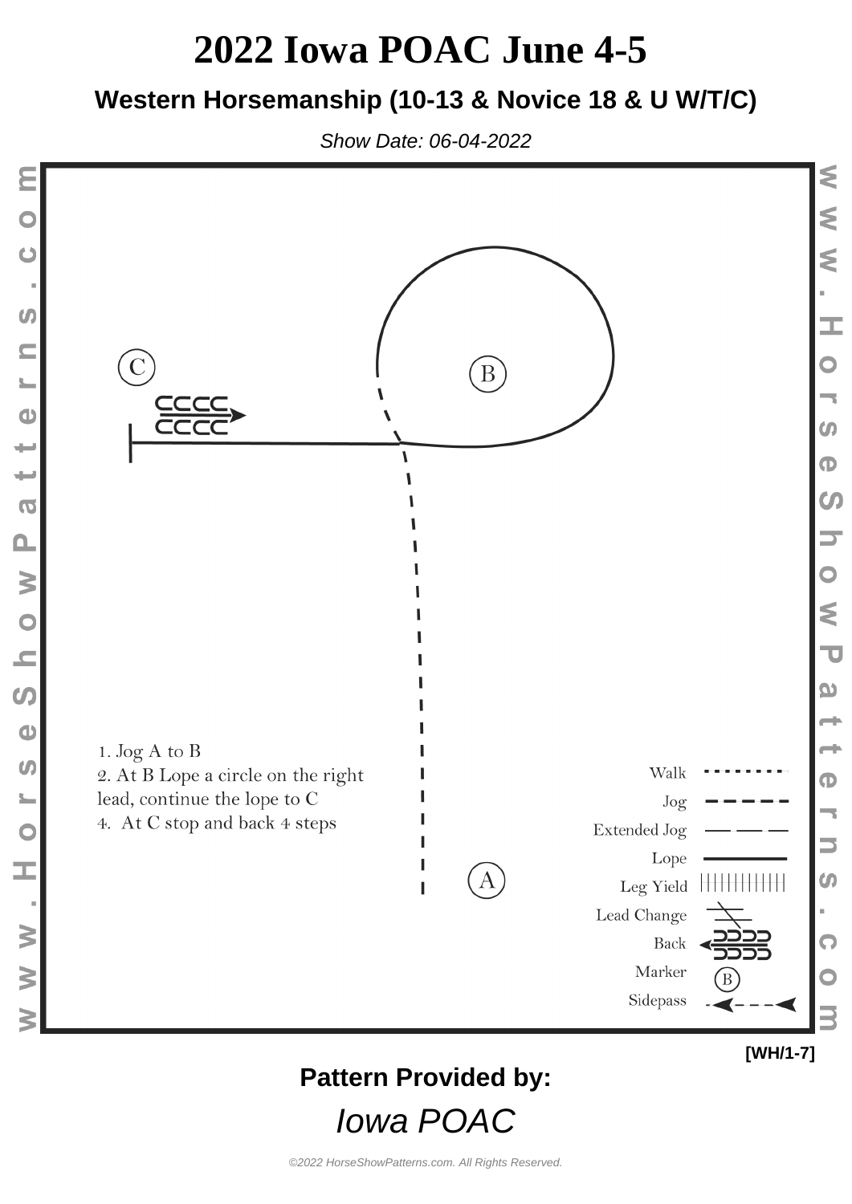# 2022 Iowa POAC June 4-5

### Western Horsemanship (10-13 & Novice 18 & U W/T/C)

*Show Date: 06-04-2022*

C

B

A

1. Jog A to B
2. At B Lope a circle on the right lead, continue the lope to C
4. At C stop and back 4 steps

Walk
Jog
Extended Jog
Lope
Leg Yield
Lead Change
Back
Marker
Sidepass

[WH/1-7]

**Pattern Provided by:**

*Iowa POAC*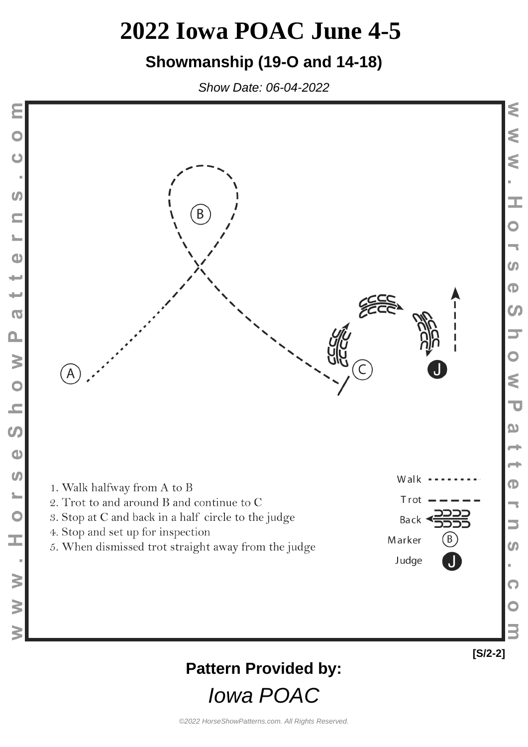# 2022 Iowa POAC June 4-5

## Showmanship (19-O and 14-18)

*Show Date: 06-04-2022*

1. Walk halfway from A to B
2. Trot to and around B and continue to C
3. Stop at C and back in a half circle to the judge
4. Stop and set up for inspection
5. When dismissed trot straight away from the judge

Walk
Trot
Back
Marker
Judge

[S/2-2]

**Pattern Provided by:**

*Iowa POAC*

©2022 HorseShowPatterns.com. All Rights Reserved.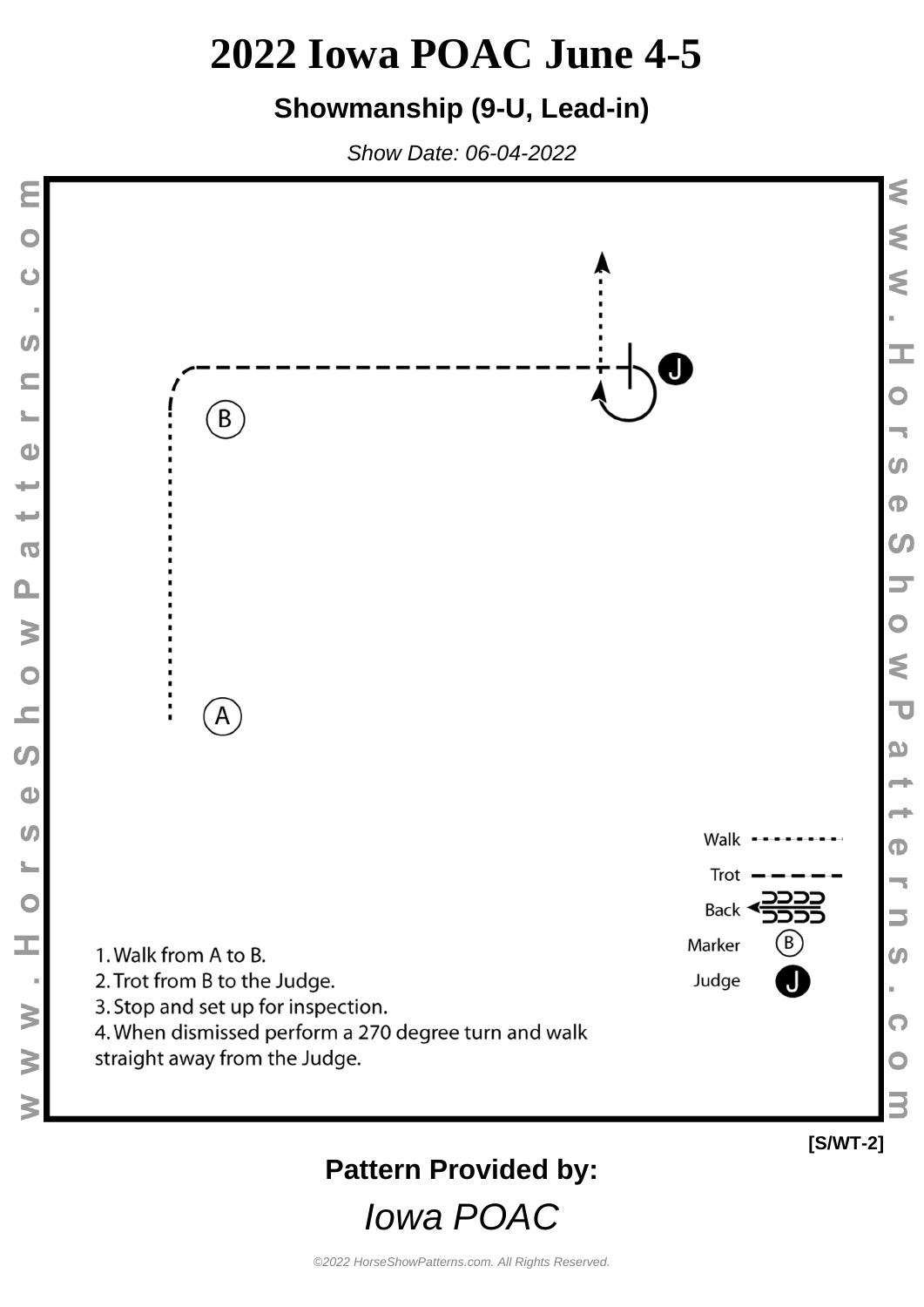# 2022 Iowa POAC June 4-5

## Showmanship (9-U, Lead-in)

*Show Date: 06-04-2022*

B

A

J

Walk

Trot

Back

Marker

Judge

1. Walk from A to B.
2. Trot from B to the Judge.
3. Stop and set up for inspection.
4. When dismissed perform a 270 degree turn and walk straight away from the Judge.

[S/WT-2]

**Pattern Provided by:**

*Iowa POAC*

*©2022 HorseShowPatterns.com. All Rights Reserved.*